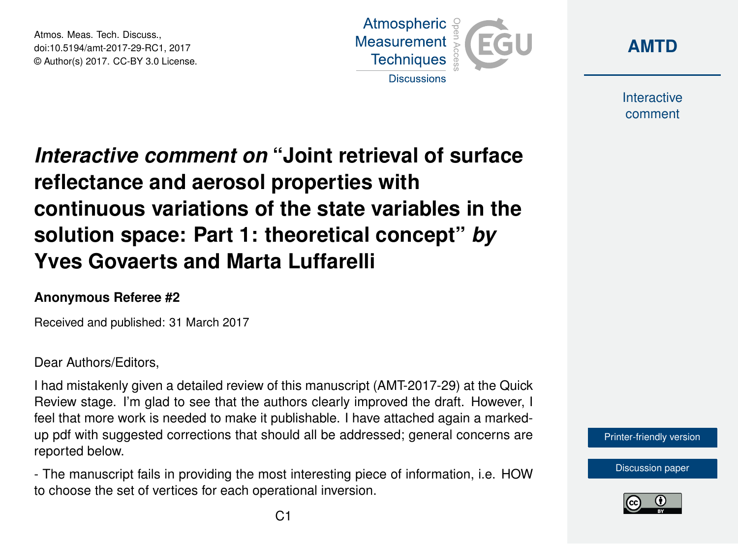# *Interactive comment on* "Joint retrieval of surface reflectance and aerosol properties with continuous variations of the state variables in the solution space: Part 1: theoretical concept" *by* Yves Govaerts and Marta Luffarelli

**Anonymous Referee #2**

Received and published: 31 March 2017

Dear Authors/Editors,

I had mistakenly given a detailed review of this manuscript (AMT-2017-29) at the Quick Review stage. I'm glad to see that the authors clearly improved the draft. However, I feel that more work is needed to make it publishable. I have attached again a marked-up pdf with suggested corrections that should all be addressed; general concerns are reported below.

- The manuscript fails in providing the most interesting piece of information, i.e. HOW to choose the set of vertices for each operational inversion.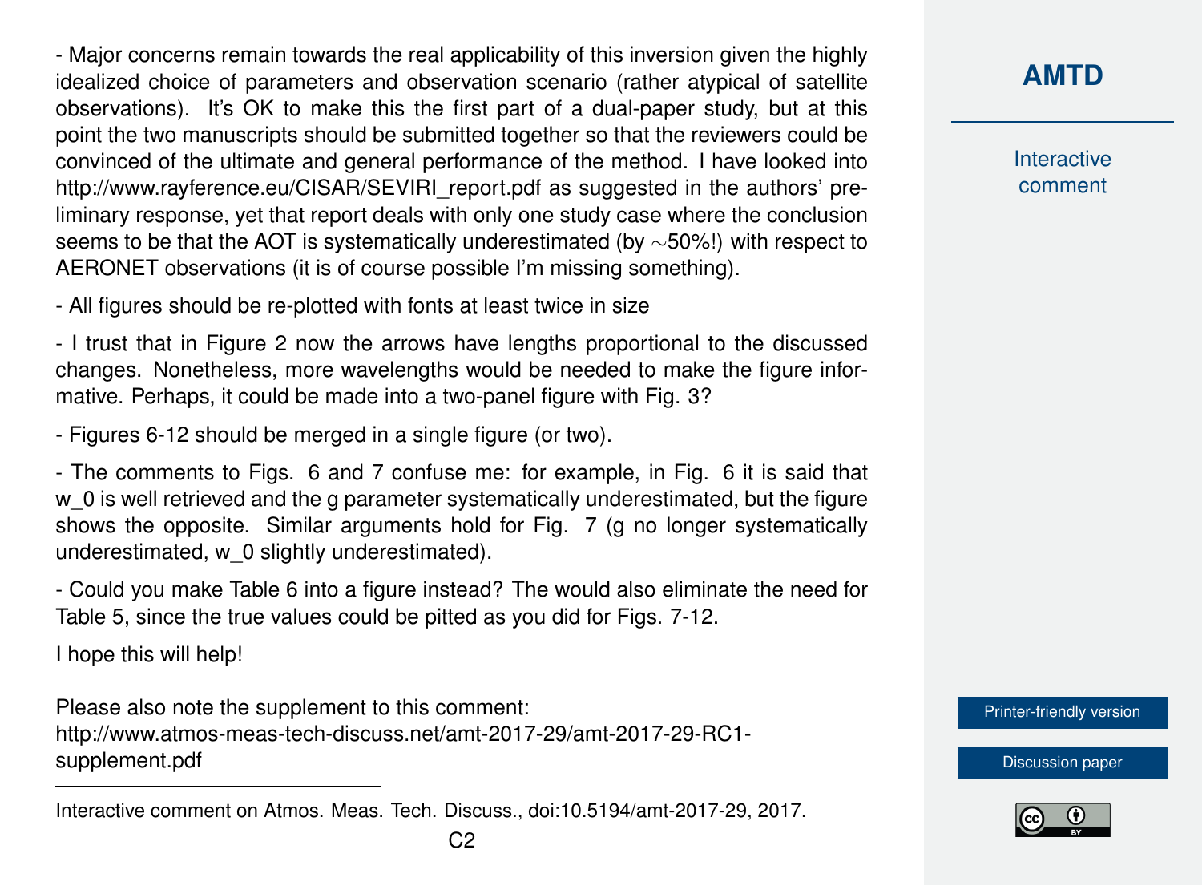- Major concerns remain towards the real applicability of this inversion given the highly idealized choice of parameters and observation scenario (rather atypical of satellite observations). It's OK to make this the first part of a dual-paper study, but at this point the two manuscripts should be submitted together so that the reviewers could be convinced of the ultimate and general performance of the method. I have looked into http://www.rayference.eu/CISAR/SEVIRI_report.pdf as suggested in the authors' preliminary response, yet that report deals with only one study case where the conclusion seems to be that the AOT is systematically underestimated (by ∼50%!) with respect to AERONET observations (it is of course possible I'm missing something).

- All figures should be re-plotted with fonts at least twice in size

- I trust that in Figure 2 now the arrows have lengths proportional to the discussed changes. Nonetheless, more wavelengths would be needed to make the figure informative. Perhaps, it could be made into a two-panel figure with Fig. 3?

- Figures 6-12 should be merged in a single figure (or two).

- The comments to Figs. 6 and 7 confuse me: for example, in Fig. 6 it is said that $w_0$ is well retrieved and the g parameter systematically underestimated, but the figure shows the opposite. Similar arguments hold for Fig. 7 (g no longer systematically underestimated, $w_0$ slightly underestimated).

- Could you make Table 6 into a figure instead? The would also eliminate the need for Table 5, since the true values could be pitted as you did for Figs. 7-12.

I hope this will help!

Please also note the supplement to this comment:
http://www.atmos-meas-tech-discuss.net/amt-2017-29/amt-2017-29-RC1-supplement.pdf

---

Interactive comment on Atmos. Meas. Tech. Discuss., doi:10.5194/amt-2017-29, 2017.